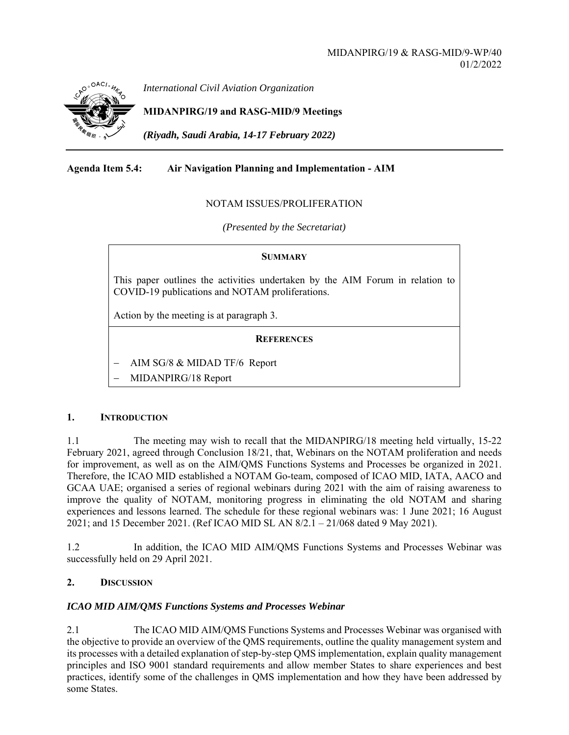MIDANPIRG/19 & RASG-MID/9-WP/40
01/2/2022

*International Civil Aviation Organization*

**MIDANPIRG/19 and RASG-MID/9 Meetings**

***(Riyadh, Saudi Arabia, 14-17 February 2022)***

**Agenda Item 5.4: Air Navigation Planning and Implementation - AIM**

NOTAM ISSUES/PROLIFERATION

*(Presented by the Secretariat)*

**SUMMARY**

This paper outlines the activities undertaken by the AIM Forum in relation to COVID-19 publications and NOTAM proliferations.

Action by the meeting is at paragraph 3.

**REFERENCES**

- AIM SG/8 & MIDAD TF/6 Report
- MIDANPIRG/18 Report

## 1. INTRODUCTION

1.1 The meeting may wish to recall that the MIDANPIRG/18 meeting held virtually, 15-22 February 2021, agreed through Conclusion 18/21, that, Webinars on the NOTAM proliferation and needs for improvement, as well as on the AIM/QMS Functions Systems and Processes be organized in 2021. Therefore, the ICAO MID established a NOTAM Go-team, composed of ICAO MID, IATA, AACO and GCAA UAE; organised a series of regional webinars during 2021 with the aim of raising awareness to improve the quality of NOTAM, monitoring progress in eliminating the old NOTAM and sharing experiences and lessons learned. The schedule for these regional webinars was: 1 June 2021; 16 August 2021; and 15 December 2021. (Ref ICAO MID SL AN 8/2.1 – 21/068 dated 9 May 2021).

1.2 In addition, the ICAO MID AIM/QMS Functions Systems and Processes Webinar was successfully held on 29 April 2021.

## 2. DISCUSSION

### *ICAO MID AIM/QMS Functions Systems and Processes Webinar*

2.1 The ICAO MID AIM/QMS Functions Systems and Processes Webinar was organised with the objective to provide an overview of the QMS requirements, outline the quality management system and its processes with a detailed explanation of step-by-step QMS implementation, explain quality management principles and ISO 9001 standard requirements and allow member States to share experiences and best practices, identify some of the challenges in QMS implementation and how they have been addressed by some States.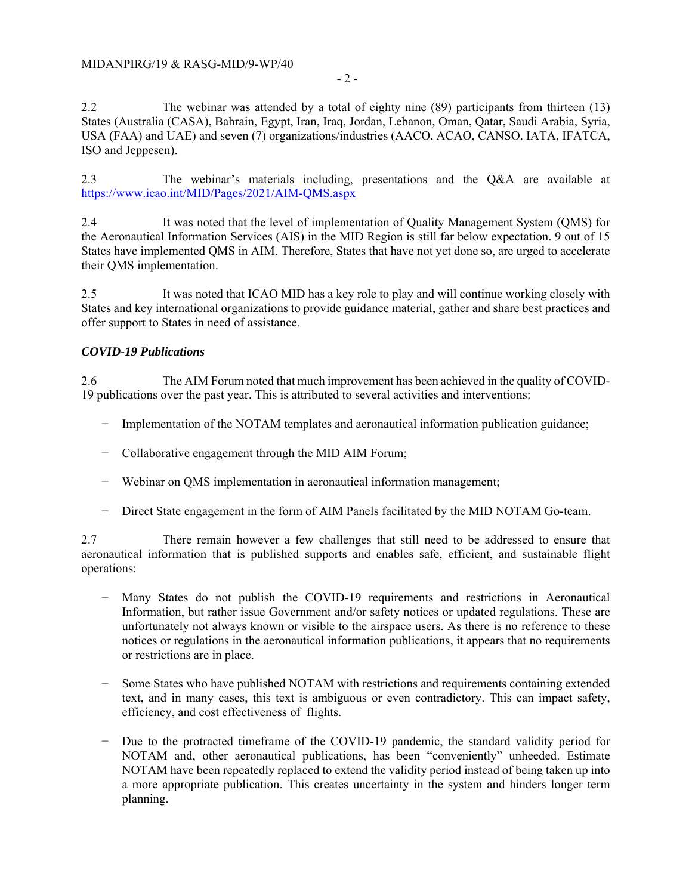2.2 The webinar was attended by a total of eighty nine (89) participants from thirteen (13) States (Australia (CASA), Bahrain, Egypt, Iran, Iraq, Jordan, Lebanon, Oman, Qatar, Saudi Arabia, Syria, USA (FAA) and UAE) and seven (7) organizations/industries (AACO, ACAO, CANSO. IATA, IFATCA, ISO and Jeppesen).

2.3 The webinar's materials including, presentations and the Q&A are available at https://www.icao.int/MID/Pages/2021/AIM-QMS.aspx

2.4 It was noted that the level of implementation of Quality Management System (QMS) for the Aeronautical Information Services (AIS) in the MID Region is still far below expectation. 9 out of 15 States have implemented QMS in AIM. Therefore, States that have not yet done so, are urged to accelerate their QMS implementation.

2.5 It was noted that ICAO MID has a key role to play and will continue working closely with States and key international organizations to provide guidance material, gather and share best practices and offer support to States in need of assistance.

***COVID-19 Publications***

2.6 The AIM Forum noted that much improvement has been achieved in the quality of COVID-19 publications over the past year. This is attributed to several activities and interventions:

- Implementation of the NOTAM templates and aeronautical information publication guidance;
- Collaborative engagement through the MID AIM Forum;
- Webinar on QMS implementation in aeronautical information management;
- Direct State engagement in the form of AIM Panels facilitated by the MID NOTAM Go-team.

2.7 There remain however a few challenges that still need to be addressed to ensure that aeronautical information that is published supports and enables safe, efficient, and sustainable flight operations:

- Many States do not publish the COVID-19 requirements and restrictions in Aeronautical Information, but rather issue Government and/or safety notices or updated regulations. These are unfortunately not always known or visible to the airspace users. As there is no reference to these notices or regulations in the aeronautical information publications, it appears that no requirements or restrictions are in place.
- Some States who have published NOTAM with restrictions and requirements containing extended text, and in many cases, this text is ambiguous or even contradictory. This can impact safety, efficiency, and cost effectiveness of flights.
- Due to the protracted timeframe of the COVID-19 pandemic, the standard validity period for NOTAM and, other aeronautical publications, has been "conveniently" unheeded. Estimate NOTAM have been repeatedly replaced to extend the validity period instead of being taken up into a more appropriate publication. This creates uncertainty in the system and hinders longer term planning.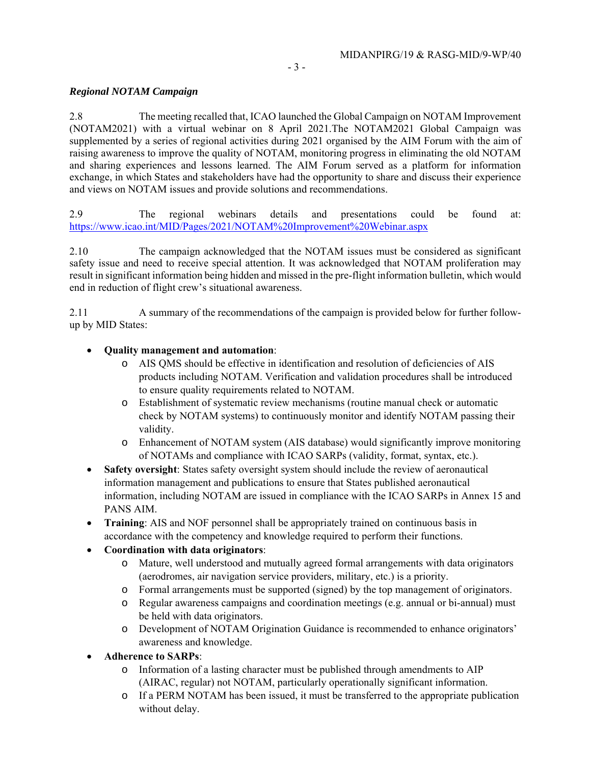***Regional NOTAM Campaign***

2.8 The meeting recalled that, ICAO launched the Global Campaign on NOTAM Improvement (NOTAM2021) with a virtual webinar on 8 April 2021.The NOTAM2021 Global Campaign was supplemented by a series of regional activities during 2021 organised by the AIM Forum with the aim of raising awareness to improve the quality of NOTAM, monitoring progress in eliminating the old NOTAM and sharing experiences and lessons learned. The AIM Forum served as a platform for information exchange, in which States and stakeholders have had the opportunity to share and discuss their experience and views on NOTAM issues and provide solutions and recommendations.

2.9 The regional webinars details and presentations could be found at: https://www.icao.int/MID/Pages/2021/NOTAM%20Improvement%20Webinar.aspx

2.10 The campaign acknowledged that the NOTAM issues must be considered as significant safety issue and need to receive special attention. It was acknowledged that NOTAM proliferation may result in significant information being hidden and missed in the pre-flight information bulletin, which would end in reduction of flight crew's situational awareness.

2.11 A summary of the recommendations of the campaign is provided below for further follow-up by MID States:

- **Quality management and automation**:
  - AIS QMS should be effective in identification and resolution of deficiencies of AIS products including NOTAM. Verification and validation procedures shall be introduced to ensure quality requirements related to NOTAM.
  - Establishment of systematic review mechanisms (routine manual check or automatic check by NOTAM systems) to continuously monitor and identify NOTAM passing their validity.
  - Enhancement of NOTAM system (AIS database) would significantly improve monitoring of NOTAMs and compliance with ICAO SARPs (validity, format, syntax, etc.).
- **Safety oversight**: States safety oversight system should include the review of aeronautical information management and publications to ensure that States published aeronautical information, including NOTAM are issued in compliance with the ICAO SARPs in Annex 15 and PANS AIM.
- **Training**: AIS and NOF personnel shall be appropriately trained on continuous basis in accordance with the competency and knowledge required to perform their functions.
- **Coordination with data originators**:
  - Mature, well understood and mutually agreed formal arrangements with data originators (aerodromes, air navigation service providers, military, etc.) is a priority.
  - Formal arrangements must be supported (signed) by the top management of originators.
  - Regular awareness campaigns and coordination meetings (e.g. annual or bi-annual) must be held with data originators.
  - Development of NOTAM Origination Guidance is recommended to enhance originators' awareness and knowledge.
- **Adherence to SARPs**:
  - Information of a lasting character must be published through amendments to AIP (AIRAC, regular) not NOTAM, particularly operationally significant information.
  - If a PERM NOTAM has been issued, it must be transferred to the appropriate publication without delay.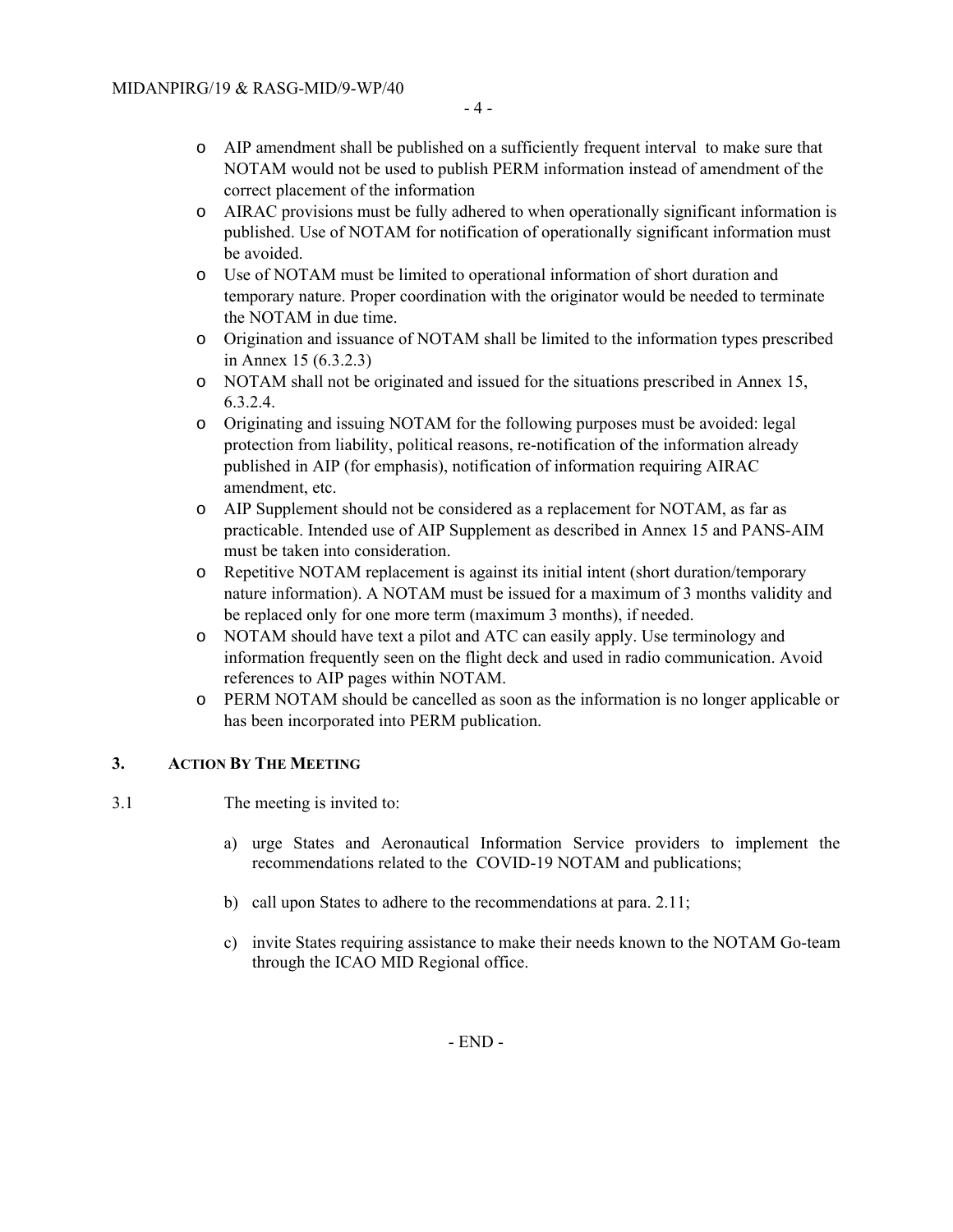- AIP amendment shall be published on a sufficiently frequent interval to make sure that NOTAM would not be used to publish PERM information instead of amendment of the correct placement of the information
- AIRAC provisions must be fully adhered to when operationally significant information is published. Use of NOTAM for notification of operationally significant information must be avoided.
- Use of NOTAM must be limited to operational information of short duration and temporary nature. Proper coordination with the originator would be needed to terminate the NOTAM in due time.
- Origination and issuance of NOTAM shall be limited to the information types prescribed in Annex 15 (6.3.2.3)
- NOTAM shall not be originated and issued for the situations prescribed in Annex 15, 6.3.2.4.
- Originating and issuing NOTAM for the following purposes must be avoided: legal protection from liability, political reasons, re-notification of the information already published in AIP (for emphasis), notification of information requiring AIRAC amendment, etc.
- AIP Supplement should not be considered as a replacement for NOTAM, as far as practicable. Intended use of AIP Supplement as described in Annex 15 and PANS-AIM must be taken into consideration.
- Repetitive NOTAM replacement is against its initial intent (short duration/temporary nature information). A NOTAM must be issued for a maximum of 3 months validity and be replaced only for one more term (maximum 3 months), if needed.
- NOTAM should have text a pilot and ATC can easily apply. Use terminology and information frequently seen on the flight deck and used in radio communication. Avoid references to AIP pages within NOTAM.
- PERM NOTAM should be cancelled as soon as the information is no longer applicable or has been incorporated into PERM publication.

## 3. ACTION BY THE MEETING

3.1 The meeting is invited to:

a) urge States and Aeronautical Information Service providers to implement the recommendations related to the COVID-19 NOTAM and publications;

b) call upon States to adhere to the recommendations at para. 2.11;

c) invite States requiring assistance to make their needs known to the NOTAM Go-team through the ICAO MID Regional office.

- END -